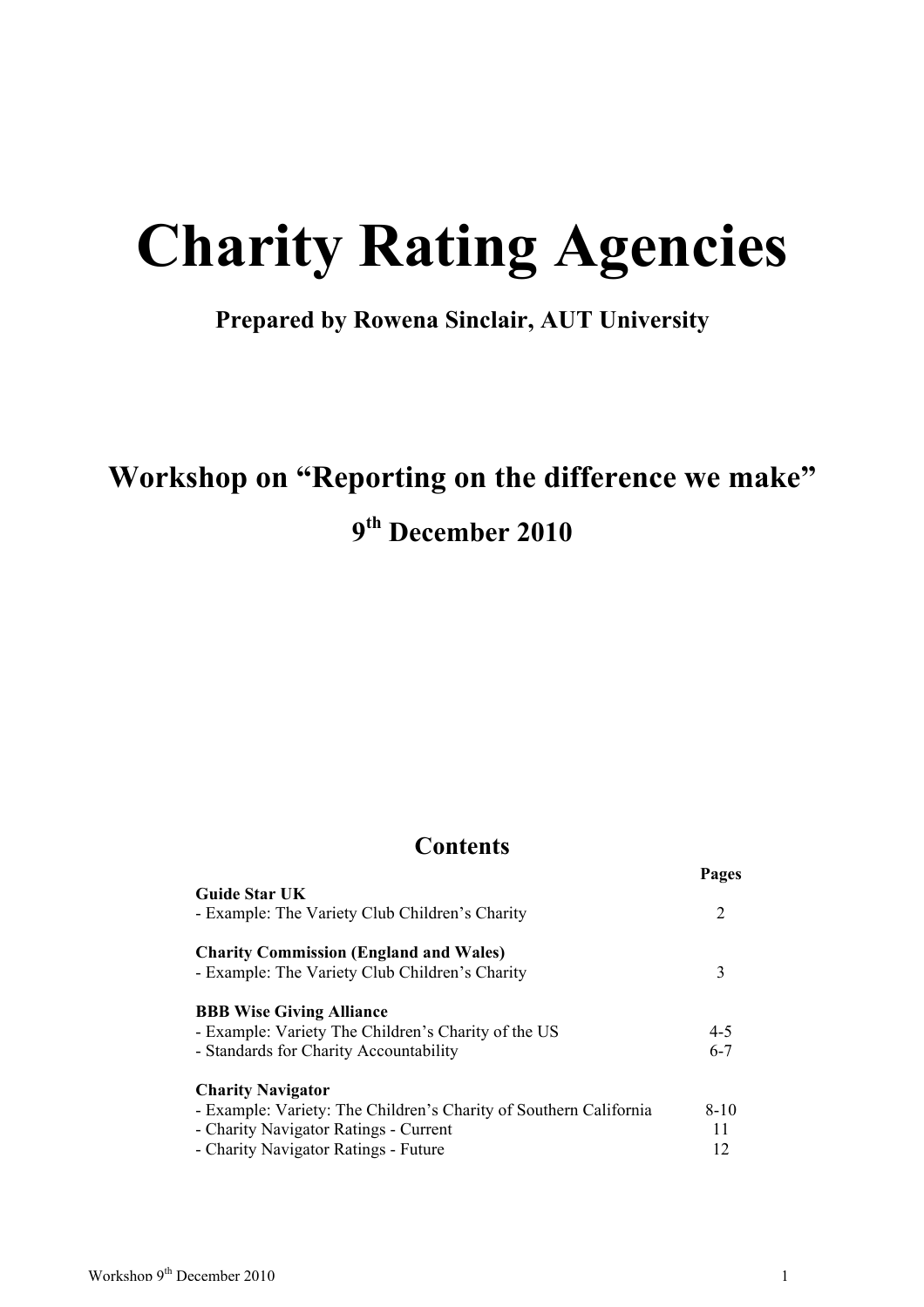# Charity Rating Agencies

**Prepared by Rowena Sinclair, AUT University**

## Workshop on "Reporting on the difference we make"

**9th December 2010**

## Contents

| | Pages |
|---|---|
| **Guide Star UK** | |
| - Example: The Variety Club Children's Charity | 2 |
| **Charity Commission (England and Wales)** | |
| - Example: The Variety Club Children's Charity | 3 |
| **BBB Wise Giving Alliance** | |
| - Example: Variety The Children's Charity of the US | 4-5 |
| - Standards for Charity Accountability | 6-7 |
| **Charity Navigator** | |
| - Example: Variety: The Children's Charity of Southern California | 8-10 |
| - Charity Navigator Ratings - Current | 11 |
| - Charity Navigator Ratings - Future | 12 |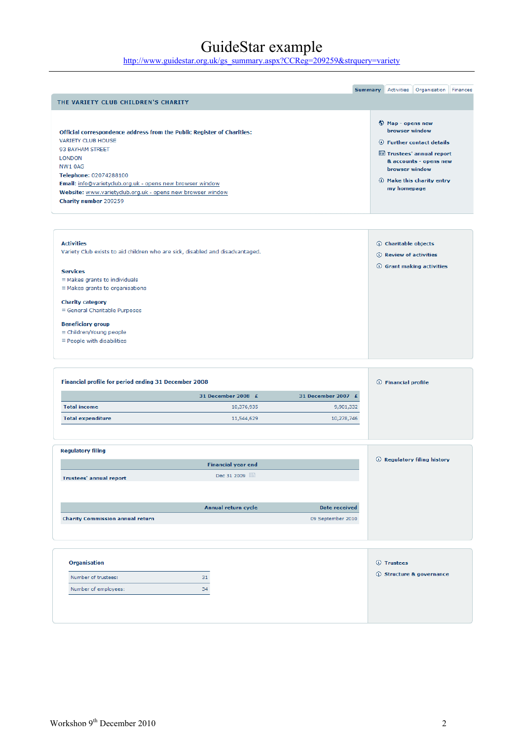# GuideStar example

http://www.guidestar.org.uk/gs_summary.aspx?CCReg=209259&strquery=variety

Summary | Activities | Organisation | Finances

## THE VARIETY CLUB CHILDREN'S CHARITY

**Official correspondence address from the Public Register of Charities:**
VARIETY CLUB HOUSE
93 BAYHAM STREET
LONDON
NW1 0AG
**Telephone:** 02074288100
**Email:** info@varietyclub.org.uk - opens new browser window
**Website:** www.varietyclub.org.uk - opens new browser window
**Charity number** 209259

- Map - opens new browser window
- Further contact details
- Trustees' annual report & accounts - opens new browser window
- Make this charity entry my homepage

**Activities**
Variety Club exists to aid children who are sick, disabled and disadvantaged.

**Services**
- Makes grants to individuals
- Makes grants to organisations

**Charity category**
- General Charitable Purposes

**Beneficiary group**
- Children/Young people
- People with disabilities

- Charitable objects
- Review of activities
- Grant making activities

**Financial profile for period ending 31 December 2008**

| | 31 December 2008 £ | 31 December 2007 £ |
|---|---|---|
| **Total income** | 10,376,935 | 9,901,332 |
| **Total expenditure** | 11,544,629 | 10,278,746 |

- Financial profile

**Regulatory filing**

| | Financial year end |
|---|---|
| **Trustees' annual report** | Dec 31 2009 |

| | Annual return cycle | Date received |
|---|---|---|
| **Charity Commission annual return** | | 09 September 2010 |

- Regulatory filing history

**Organisation**

| | |
|---|---|
| Number of trustees: | 31 |
| Number of employees: | 34 |

- Trustees
- Structure & governance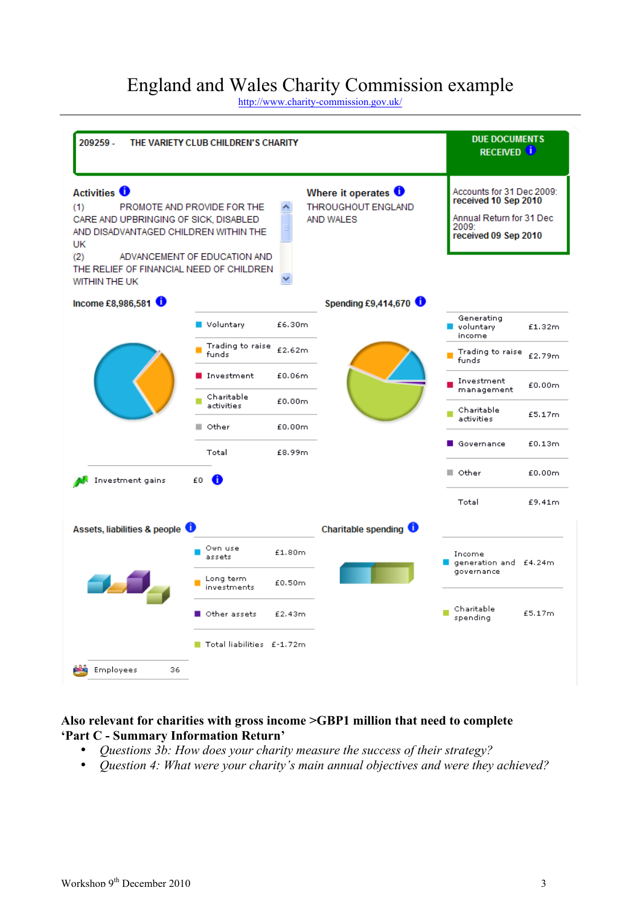# England and Wales Charity Commission example

http://www.charity-commission.gov.uk/

**209259 - THE VARIETY CLUB CHILDREN'S CHARITY**

**DUE DOCUMENTS RECEIVED**

Accounts for 31 Dec 2009: **received 10 Sep 2010**

Annual Return for 31 Dec 2009: **received 09 Sep 2010**

**Activities**

(1) PROMOTE AND PROVIDE FOR THE CARE AND UPBRINGING OF SICK, DISABLED AND DISADVANTAGED CHILDREN WITHIN THE UK
(2) ADVANCEMENT OF EDUCATION AND THE RELIEF OF FINANCIAL NEED OF CHILDREN WITHIN THE UK

**Where it operates**

THROUGHOUT ENGLAND AND WALES

**Income £8,986,581**

| | |
|---|---|
| Voluntary | £6.30m |
| Trading to raise funds | £2.62m |
| Investment | £0.06m |
| Charitable activities | £0.00m |
| Other | £0.00m |
| Total | £8.99m |

Investment gains £0

**Spending £9,414,670**

| | |
|---|---|
| Generating voluntary income | £1.32m |
| Trading to raise funds | £2.79m |
| Investment management | £0.00m |
| Charitable activities | £5.17m |
| Governance | £0.13m |
| Other | £0.00m |
| Total | £9.41m |

**Assets, liabilities & people**

| | |
|---|---|
| Own use assets | £1.80m |
| Long term investments | £0.50m |
| Other assets | £2.43m |
| Total liabilities | £-1.72m |

Employees 36

**Charitable spending**

| | |
|---|---|
| Income generation and governance | £4.24m |
| Charitable spending | £5.17m |

**Also relevant for charities with gross income >GBP1 million that need to complete 'Part C - Summary Information Return'**

- *Questions 3b: How does your charity measure the success of their strategy?*
- *Question 4: What were your charity's main annual objectives and were they achieved?*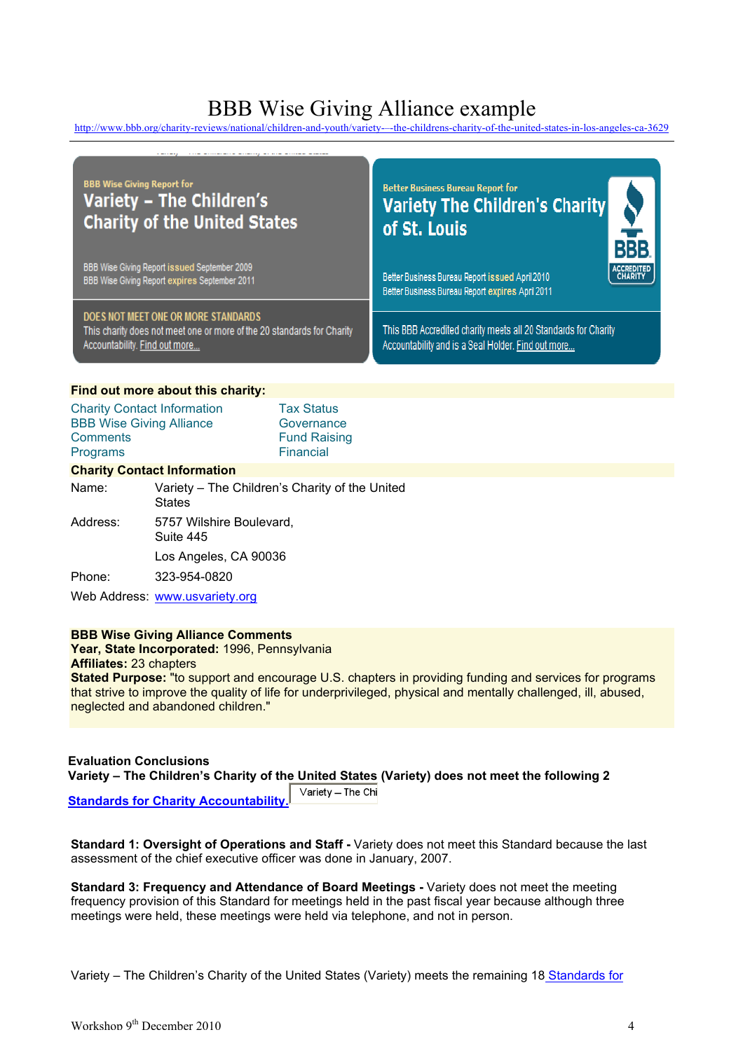# BBB Wise Giving Alliance example

http://www.bbb.org/charity-reviews/national/children-and-youth/variety---the-childrens-charity-of-the-united-states-in-los-angeles-ca-3629

BBB Wise Giving Report for
**Variety – The Children's Charity of the United States**

BBB Wise Giving Report **issued** September 2009
BBB Wise Giving Report **expires** September 2011

DOES NOT MEET ONE OR MORE STANDARDS
This charity does not meet one or more of the 20 standards for Charity Accountability. Find out more...

Better Business Bureau Report for
**Variety The Children's Charity of St. Louis**

BBB ACCREDITED CHARITY

Better Business Bureau Report **issued** April 2010
Better Business Bureau Report **expires** April 2011

This BBB Accredited charity meets all 20 Standards for Charity Accountability and is a Seal Holder. Find out more...

**Find out more about this charity:**

| | |
|---|---|
| Charity Contact Information | Tax Status |
| BBB Wise Giving Alliance | Governance |
| Comments | Fund Raising |
| Programs | Financial |

**Charity Contact Information**

| | |
|---|---|
| Name: | Variety – The Children's Charity of the United States |
| Address: | 5757 Wilshire Boulevard, Suite 445 |
| | Los Angeles, CA 90036 |
| Phone: | 323-954-0820 |
| Web Address: | www.usvariety.org |

**BBB Wise Giving Alliance Comments**
**Year, State Incorporated:** 1996, Pennsylvania
**Affiliates:** 23 chapters
**Stated Purpose:** "to support and encourage U.S. chapters in providing funding and services for programs that strive to improve the quality of life for underprivileged, physical and mentally challenged, ill, abused, neglected and abandoned children."

**Evaluation Conclusions**
**Variety – The Children's Charity of the United States (Variety) does not meet the following 2 Standards for Charity Accountability.**

**Standard 1: Oversight of Operations and Staff -** Variety does not meet this Standard because the last assessment of the chief executive officer was done in January, 2007.

**Standard 3: Frequency and Attendance of Board Meetings -** Variety does not meet the meeting frequency provision of this Standard for meetings held in the past fiscal year because although three meetings were held, these meetings were held via telephone, and not in person.

Variety – The Children's Charity of the United States (Variety) meets the remaining 18 Standards for

Workshop 9th December 2010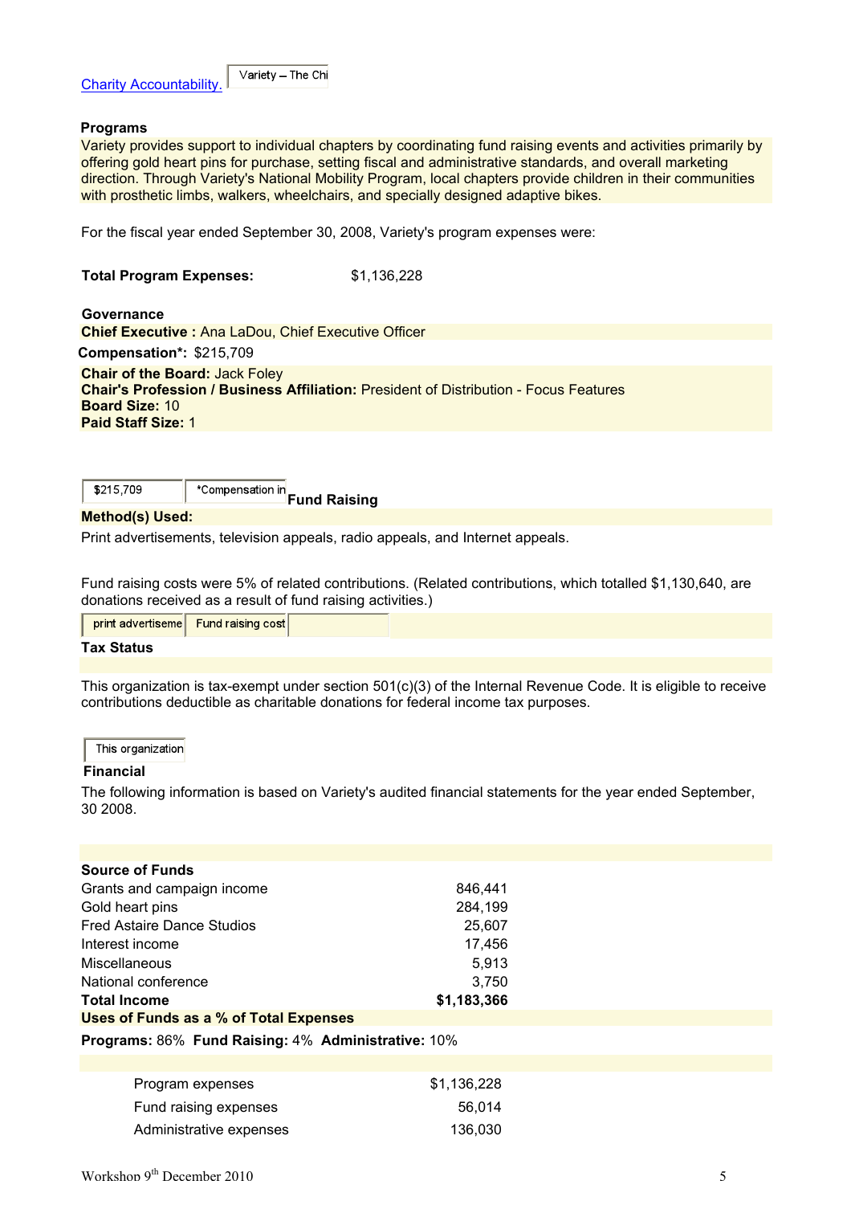Charity Accountability. Variety – The Chi

**Programs**

Variety provides support to individual chapters by coordinating fund raising events and activities primarily by offering gold heart pins for purchase, setting fiscal and administrative standards, and overall marketing direction. Through Variety's National Mobility Program, local chapters provide children in their communities with prosthetic limbs, walkers, wheelchairs, and specially designed adaptive bikes.

For the fiscal year ended September 30, 2008, Variety's program expenses were:

**Total Program Expenses:** $1,136,228

**Governance**

**Chief Executive :** Ana LaDou, Chief Executive Officer

**Compensation*:** $215,709

**Chair of the Board:** Jack Foley
**Chair's Profession / Business Affiliation:** President of Distribution - Focus Features
**Board Size:** 10
**Paid Staff Size:** 1

$215,709 *Compensation in

**Fund Raising**

**Method(s) Used:**

Print advertisements, television appeals, radio appeals, and Internet appeals.

Fund raising costs were 5% of related contributions. (Related contributions, which totalled $1,130,640, are donations received as a result of fund raising activities.)

print advertiseme Fund raising cost

**Tax Status**

This organization is tax-exempt under section 501(c)(3) of the Internal Revenue Code. It is eligible to receive contributions deductible as charitable donations for federal income tax purposes.

This organization

**Financial**

The following information is based on Variety's audited financial statements for the year ended September, 30 2008.

| **Source of Funds** | |
|---|---|
| Grants and campaign income | 846,441 |
| Gold heart pins | 284,199 |
| Fred Astaire Dance Studios | 25,607 |
| Interest income | 17,456 |
| Miscellaneous | 5,913 |
| National conference | 3,750 |
| **Total Income** | **$1,183,366** |

**Uses of Funds as a % of Total Expenses**

**Programs:** 86% **Fund Raising:** 4% **Administrative:** 10%

| | |
|---|---|
| Program expenses | $1,136,228 |
| Fund raising expenses | 56,014 |
| Administrative expenses | 136,030 |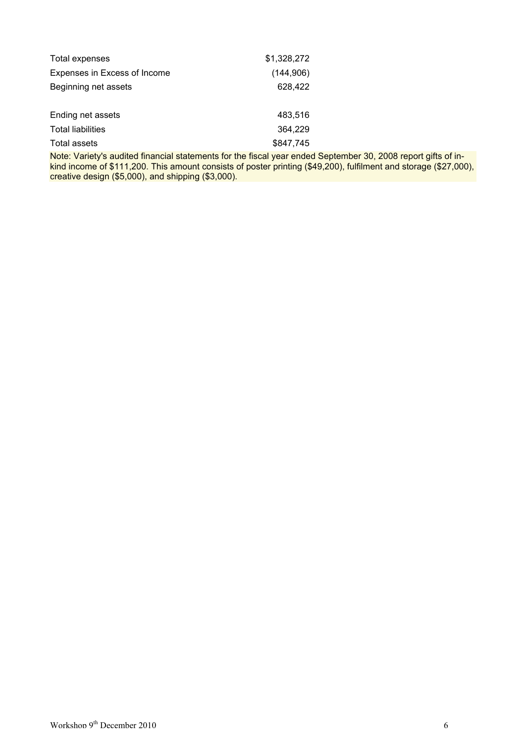| | |
|---|---|
| Total expenses | $1,328,272 |
| Expenses in Excess of Income | (144,906) |
| Beginning net assets | 628,422 |
| | |
| Ending net assets | 483,516 |
| Total liabilities | 364,229 |
| Total assets | $847,745 |

Note: Variety's audited financial statements for the fiscal year ended September 30, 2008 report gifts of in-kind income of $111,200. This amount consists of poster printing ($49,200), fulfilment and storage ($27,000), creative design ($5,000), and shipping ($3,000).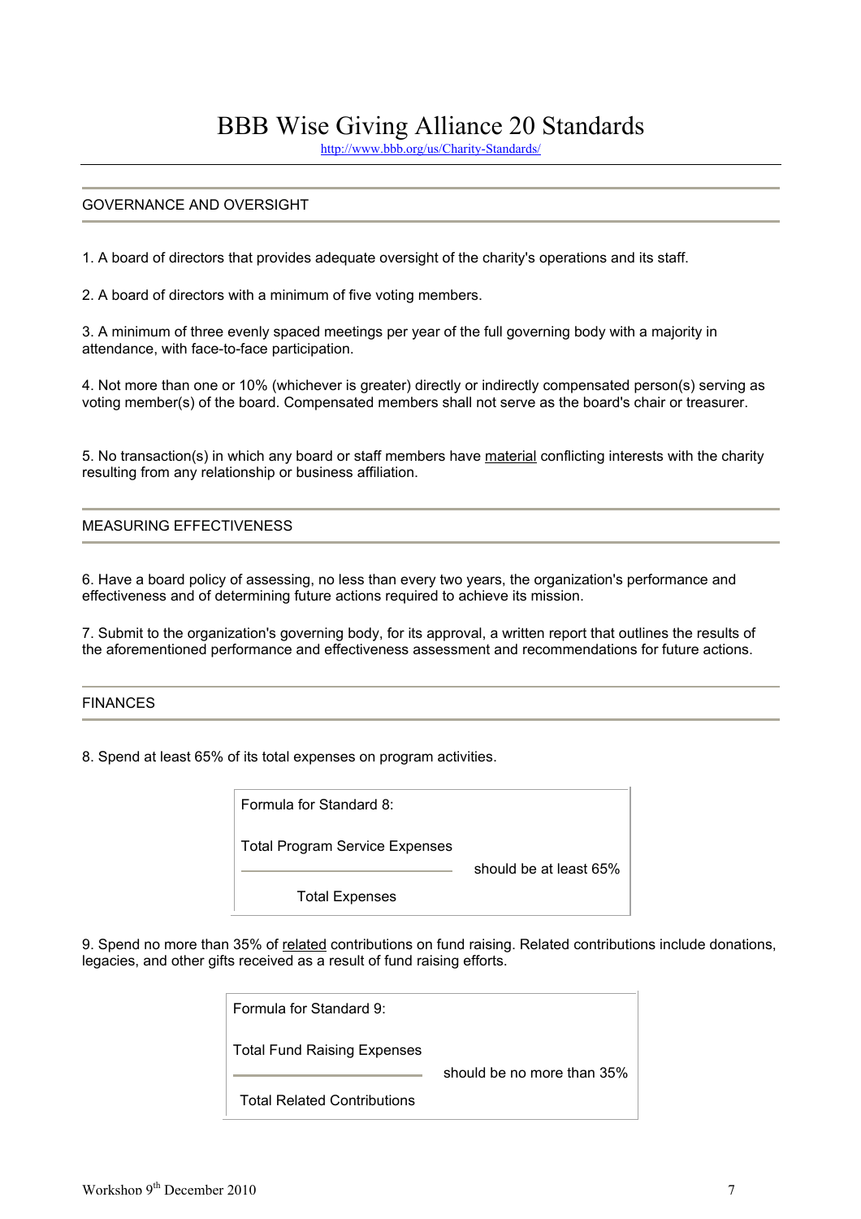# BBB Wise Giving Alliance 20 Standards

http://www.bbb.org/us/Charity-Standards/

## GOVERNANCE AND OVERSIGHT

1. A board of directors that provides adequate oversight of the charity's operations and its staff.

2. A board of directors with a minimum of five voting members.

3. A minimum of three evenly spaced meetings per year of the full governing body with a majority in attendance, with face-to-face participation.

4. Not more than one or 10% (whichever is greater) directly or indirectly compensated person(s) serving as voting member(s) of the board. Compensated members shall not serve as the board's chair or treasurer.

5. No transaction(s) in which any board or staff members have material conflicting interests with the charity resulting from any relationship or business affiliation.

## MEASURING EFFECTIVENESS

6. Have a board policy of assessing, no less than every two years, the organization's performance and effectiveness and of determining future actions required to achieve its mission.

7. Submit to the organization's governing body, for its approval, a written report that outlines the results of the aforementioned performance and effectiveness assessment and recommendations for future actions.

## FINANCES

8. Spend at least 65% of its total expenses on program activities.

Formula for Standard 8:

$$\frac{\text{Total Program Service Expenses}}{\text{Total Expenses}} \text{ should be at least 65\%}$$

9. Spend no more than 35% of related contributions on fund raising. Related contributions include donations, legacies, and other gifts received as a result of fund raising efforts.

Formula for Standard 9:

$$\frac{\text{Total Fund Raising Expenses}}{\text{Total Related Contributions}} \text{ should be no more than 35\%}$$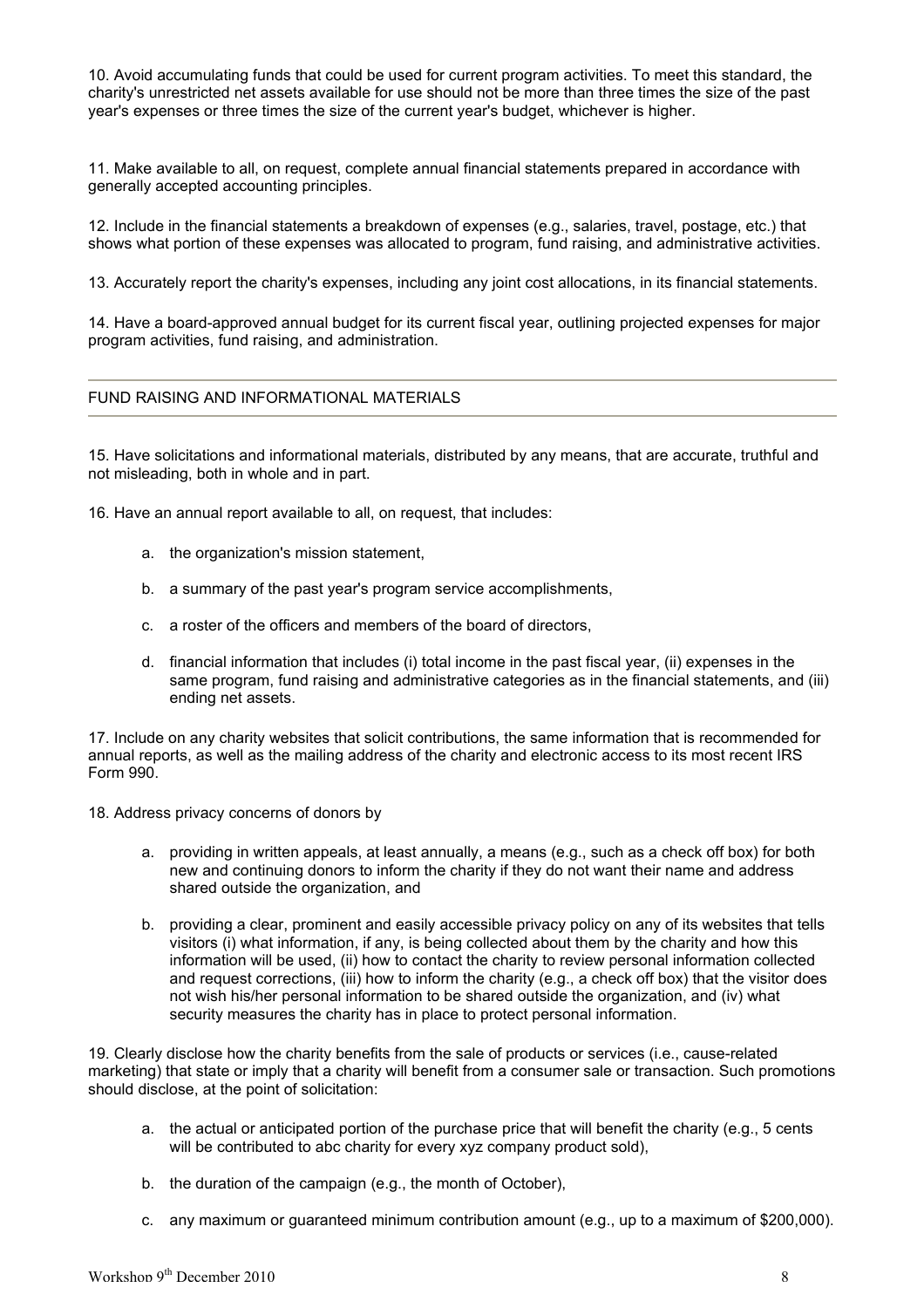10. Avoid accumulating funds that could be used for current program activities. To meet this standard, the charity's unrestricted net assets available for use should not be more than three times the size of the past year's expenses or three times the size of the current year's budget, whichever is higher.

11. Make available to all, on request, complete annual financial statements prepared in accordance with generally accepted accounting principles.

12. Include in the financial statements a breakdown of expenses (e.g., salaries, travel, postage, etc.) that shows what portion of these expenses was allocated to program, fund raising, and administrative activities.

13. Accurately report the charity's expenses, including any joint cost allocations, in its financial statements.

14. Have a board-approved annual budget for its current fiscal year, outlining projected expenses for major program activities, fund raising, and administration.

## FUND RAISING AND INFORMATIONAL MATERIALS

15. Have solicitations and informational materials, distributed by any means, that are accurate, truthful and not misleading, both in whole and in part.

16. Have an annual report available to all, on request, that includes:

a. the organization's mission statement,

b. a summary of the past year's program service accomplishments,

c. a roster of the officers and members of the board of directors,

d. financial information that includes (i) total income in the past fiscal year, (ii) expenses in the same program, fund raising and administrative categories as in the financial statements, and (iii) ending net assets.

17. Include on any charity websites that solicit contributions, the same information that is recommended for annual reports, as well as the mailing address of the charity and electronic access to its most recent IRS Form 990.

18. Address privacy concerns of donors by

a. providing in written appeals, at least annually, a means (e.g., such as a check off box) for both new and continuing donors to inform the charity if they do not want their name and address shared outside the organization, and

b. providing a clear, prominent and easily accessible privacy policy on any of its websites that tells visitors (i) what information, if any, is being collected about them by the charity and how this information will be used, (ii) how to contact the charity to review personal information collected and request corrections, (iii) how to inform the charity (e.g., a check off box) that the visitor does not wish his/her personal information to be shared outside the organization, and (iv) what security measures the charity has in place to protect personal information.

19. Clearly disclose how the charity benefits from the sale of products or services (i.e., cause-related marketing) that state or imply that a charity will benefit from a consumer sale or transaction. Such promotions should disclose, at the point of solicitation:

a. the actual or anticipated portion of the purchase price that will benefit the charity (e.g., 5 cents will be contributed to abc charity for every xyz company product sold),

b. the duration of the campaign (e.g., the month of October),

c. any maximum or guaranteed minimum contribution amount (e.g., up to a maximum of $200,000).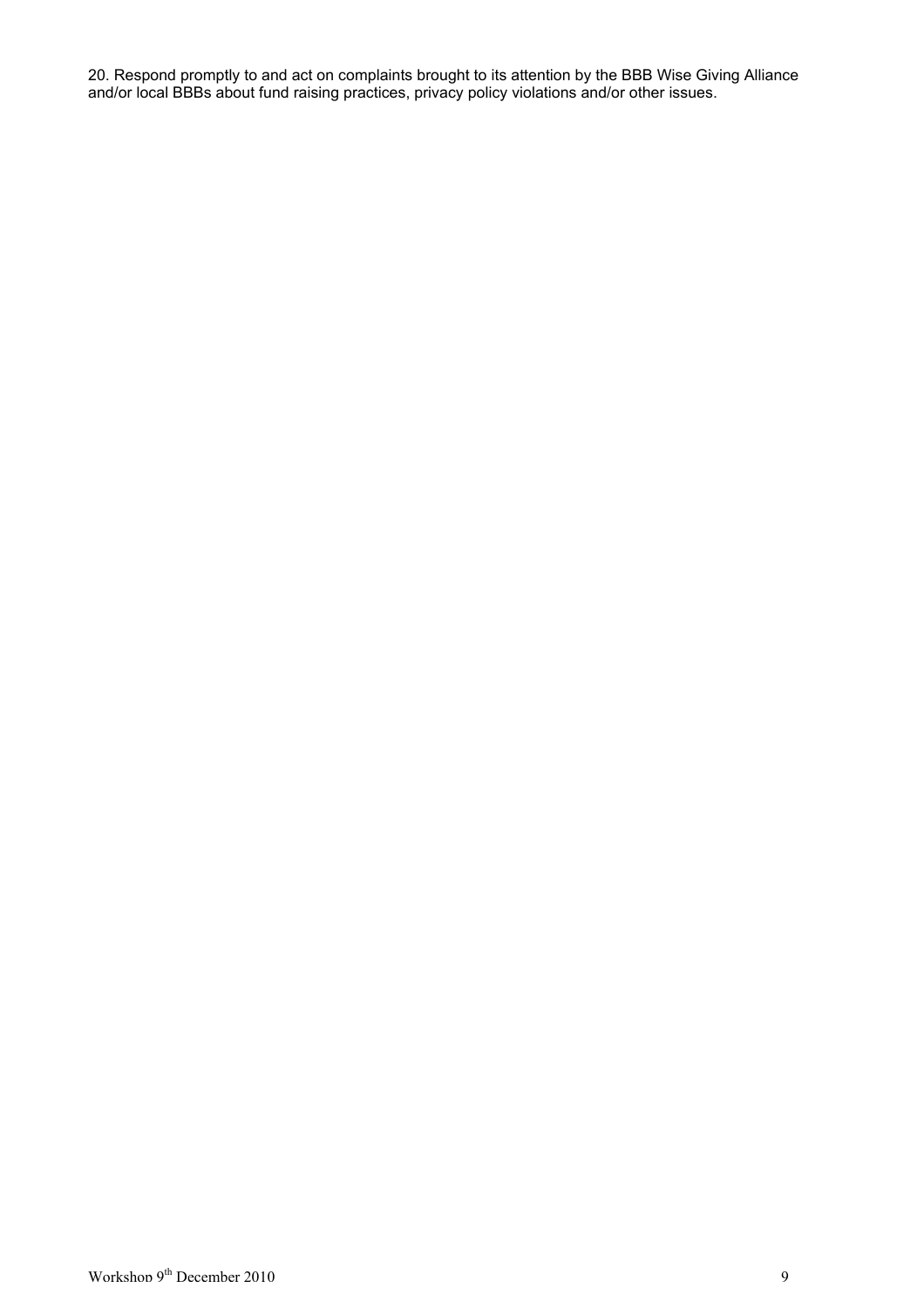20. Respond promptly to and act on complaints brought to its attention by the BBB Wise Giving Alliance and/or local BBBs about fund raising practices, privacy policy violations and/or other issues.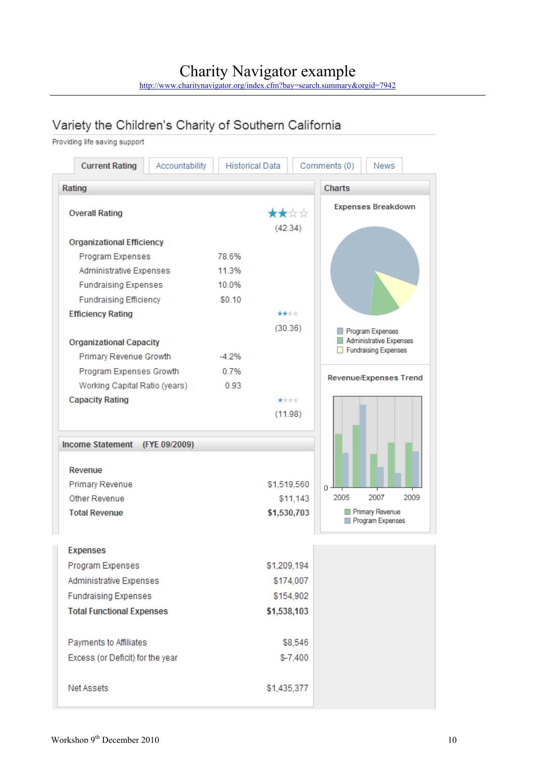# Charity Navigator example

http://www.charitynavigator.org/index.cfm?bay=search.summary&orgid=7942

## Variety the Children's Charity of Southern California

Providing life saving support

Current Rating | Accountability | Historical Data | Comments (0) | News

### Rating

| | | |
|---|---|---|
| **Overall Rating** | | ★★☆☆ (42.34) |
| **Organizational Efficiency** | | |
| Program Expenses | 78.6% | |
| Administrative Expenses | 11.3% | |
| Fundraising Expenses | 10.0% | |
| Fundraising Efficiency | $0.10 | |
| **Efficiency Rating** | | ★★☆☆ (30.36) |
| **Organizational Capacity** | | |
| Primary Revenue Growth | -4.2% | |
| Program Expenses Growth | 0.7% | |
| Working Capital Ratio (years) | 0.93 | |
| **Capacity Rating** | | ★☆☆☆ (11.98) |

### Charts

**Expenses Breakdown**

Program Expenses
Administrative Expenses
Fundraising Expenses

**Revenue/Expenses Trend**

0
2005 2007 2009

Primary Revenue
Program Expenses

### Income Statement (FYE 09/2009)

| | |
|---|---|
| **Revenue** | |
| Primary Revenue | $1,519,560 |
| Other Revenue | $11,143 |
| **Total Revenue** | **$1,530,703** |
| **Expenses** | |
| Program Expenses | $1,209,194 |
| Administrative Expenses | $174,007 |
| Fundraising Expenses | $154,902 |
| **Total Functional Expenses** | **$1,538,103** |
| Payments to Affiliates | $8,546 |
| Excess (or Deficit) for the year | $-7,400 |
| Net Assets | $1,435,377 |

Workshop 9th December 2010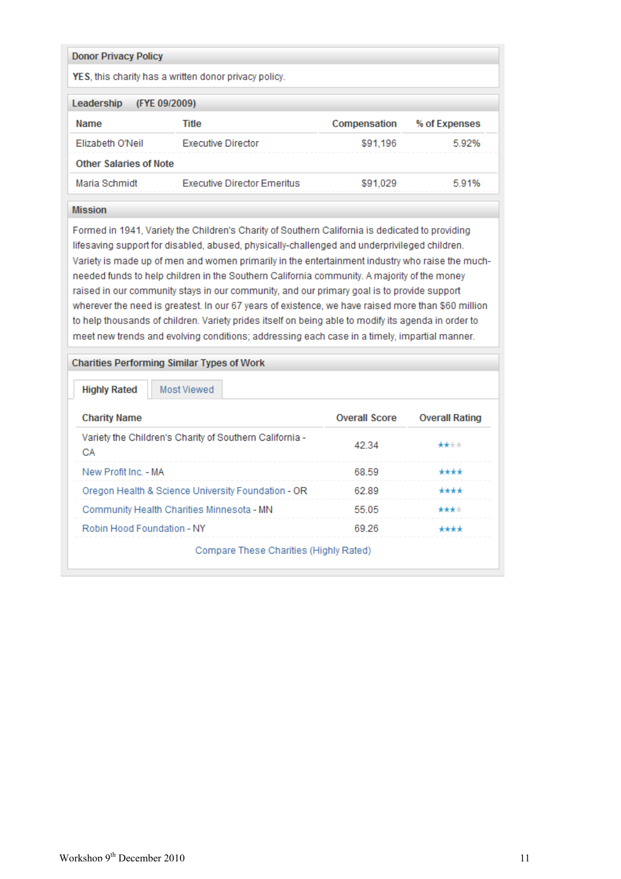## Donor Privacy Policy

**YES**, this charity has a written donor privacy policy.

## Leadership (FYE 09/2009)

| Name | Title | Compensation | % of Expenses |
|---|---|---|---|
| Elizabeth O'Neil | Executive Director | $91,196 | 5.92% |
| **Other Salaries of Note** | | | |
| Maria Schmidt | Executive Director Emeritus | $91,029 | 5.91% |

## Mission

Formed in 1941, Variety the Children's Charity of Southern California is dedicated to providing lifesaving support for disabled, abused, physically-challenged and underprivileged children. Variety is made up of men and women primarily in the entertainment industry who raise the much-needed funds to help children in the Southern California community. A majority of the money raised in our community stays in our community, and our primary goal is to provide support wherever the need is greatest. In our 67 years of existence, we have raised more than $60 million to help thousands of children. Variety prides itself on being able to modify its agenda in order to meet new trends and evolving conditions; addressing each case in a timely, impartial manner.

## Charities Performing Similar Types of Work

**Highly Rated** | Most Viewed

| Charity Name | Overall Score | Overall Rating |
|---|---|---|
| Variety the Children's Charity of Southern California - CA | 42.34 | ★★☆☆ |
| New Profit Inc. - MA | 68.59 | ★★★★ |
| Oregon Health & Science University Foundation - OR | 62.89 | ★★★★ |
| Community Health Charities Minnesota - MN | 55.05 | ★★★☆ |
| Robin Hood Foundation - NY | 69.26 | ★★★★ |

Compare These Charities (Highly Rated)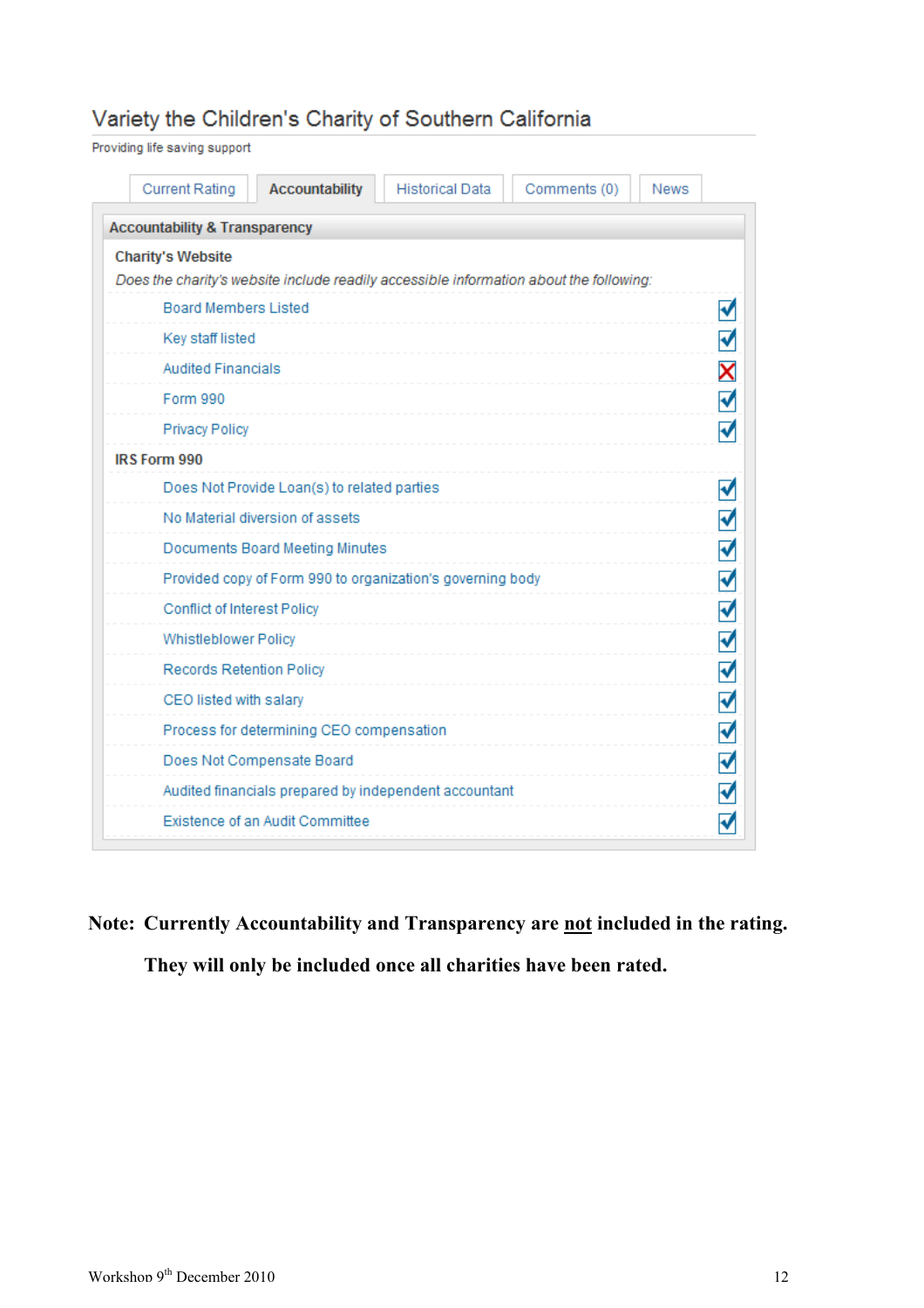## Variety the Children's Charity of Southern California

Providing life saving support

Current Rating | **Accountability** | Historical Data | Comments (0) | News

### Accountability & Transparency

**Charity's Website**

*Does the charity's website include readily accessible information about the following:*

| Item | |
|---|---|
| Board Members Listed | ✓ |
| Key staff listed | ✓ |
| Audited Financials | ✗ |
| Form 990 | ✓ |
| Privacy Policy | ✓ |

**IRS Form 990**

| Item | |
|---|---|
| Does Not Provide Loan(s) to related parties | ✓ |
| No Material diversion of assets | ✓ |
| Documents Board Meeting Minutes | ✓ |
| Provided copy of Form 990 to organization's governing body | ✓ |
| Conflict of Interest Policy | ✓ |
| Whistleblower Policy | ✓ |
| Records Retention Policy | ✓ |
| CEO listed with salary | ✓ |
| Process for determining CEO compensation | ✓ |
| Does Not Compensate Board | ✓ |
| Audited financials prepared by independent accountant | ✓ |
| Existence of an Audit Committee | ✓ |

**Note: Currently Accountability and Transparency are not included in the rating.**

**They will only be included once all charities have been rated.**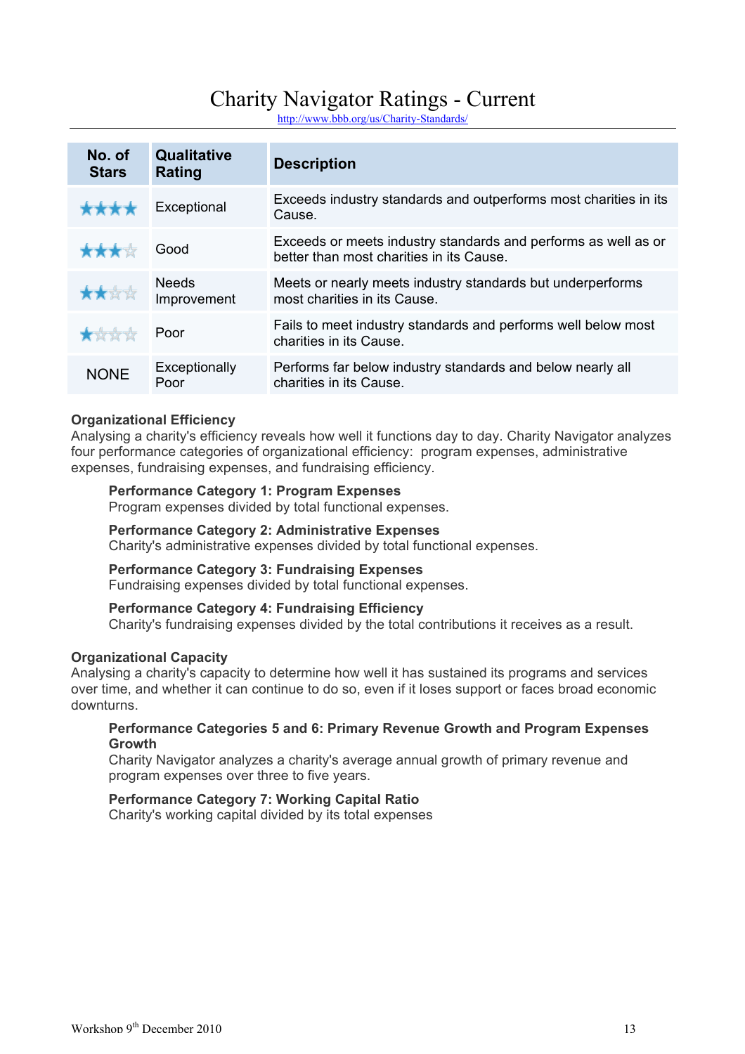# Charity Navigator Ratings - Current

http://www.bbb.org/us/Charity-Standards/

| No. of Stars | Qualitative Rating | Description |
|---|---|---|
| ★★★★ | Exceptional | Exceeds industry standards and outperforms most charities in its Cause. |
| ★★★☆ | Good | Exceeds or meets industry standards and performs as well as or better than most charities in its Cause. |
| ★★☆☆ | Needs Improvement | Meets or nearly meets industry standards but underperforms most charities in its Cause. |
| ★☆☆☆ | Poor | Fails to meet industry standards and performs well below most charities in its Cause. |
| NONE | Exceptionally Poor | Performs far below industry standards and below nearly all charities in its Cause. |

**Organizational Efficiency**
Analysing a charity's efficiency reveals how well it functions day to day. Charity Navigator analyzes four performance categories of organizational efficiency: program expenses, administrative expenses, fundraising expenses, and fundraising efficiency.

> **Performance Category 1: Program Expenses**
> Program expenses divided by total functional expenses.
>
> **Performance Category 2: Administrative Expenses**
> Charity's administrative expenses divided by total functional expenses.
>
> **Performance Category 3: Fundraising Expenses**
> Fundraising expenses divided by total functional expenses.
>
> **Performance Category 4: Fundraising Efficiency**
> Charity's fundraising expenses divided by the total contributions it receives as a result.

**Organizational Capacity**
Analysing a charity's capacity to determine how well it has sustained its programs and services over time, and whether it can continue to do so, even if it loses support or faces broad economic downturns.

> **Performance Categories 5 and 6: Primary Revenue Growth and Program Expenses Growth**
> Charity Navigator analyzes a charity's average annual growth of primary revenue and program expenses over three to five years.
>
> **Performance Category 7: Working Capital Ratio**
> Charity's working capital divided by its total expenses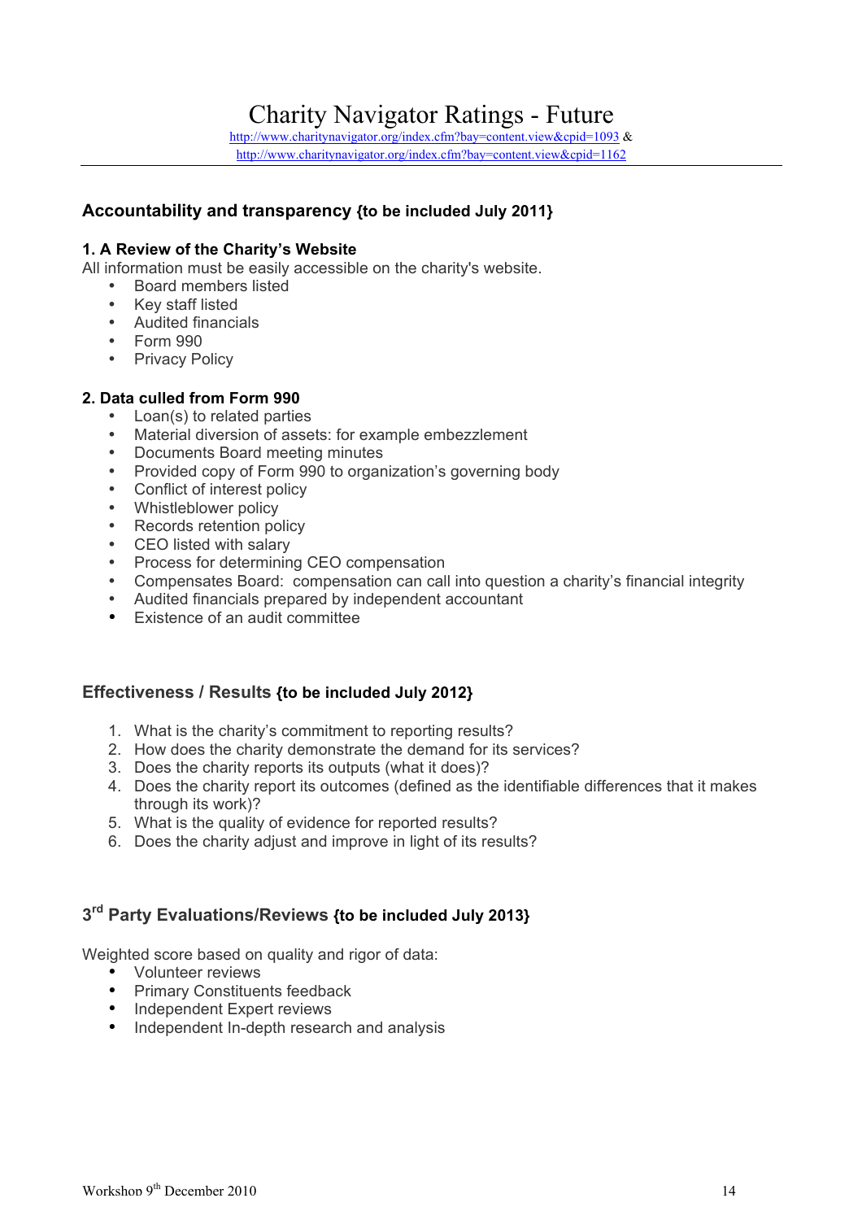# Charity Navigator Ratings - Future

http://www.charitynavigator.org/index.cfm?bay=content.view&cpid=1093 &
http://www.charitynavigator.org/index.cfm?bay=content.view&cpid=1162

---

## Accountability and transparency {to be included July 2011}

### 1. A Review of the Charity's Website

All information must be easily accessible on the charity's website.

- Board members listed
- Key staff listed
- Audited financials
- Form 990
- Privacy Policy

### 2. Data culled from Form 990

- Loan(s) to related parties
- Material diversion of assets: for example embezzlement
- Documents Board meeting minutes
- Provided copy of Form 990 to organization's governing body
- Conflict of interest policy
- Whistleblower policy
- Records retention policy
- CEO listed with salary
- Process for determining CEO compensation
- Compensates Board: compensation can call into question a charity's financial integrity
- Audited financials prepared by independent accountant
- Existence of an audit committee

## Effectiveness / Results {to be included July 2012}

1. What is the charity's commitment to reporting results?
2. How does the charity demonstrate the demand for its services?
3. Does the charity reports its outputs (what it does)?
4. Does the charity report its outcomes (defined as the identifiable differences that it makes through its work)?
5. What is the quality of evidence for reported results?
6. Does the charity adjust and improve in light of its results?

## 3rd Party Evaluations/Reviews {to be included July 2013}

Weighted score based on quality and rigor of data:

- Volunteer reviews
- Primary Constituents feedback
- Independent Expert reviews
- Independent In-depth research and analysis